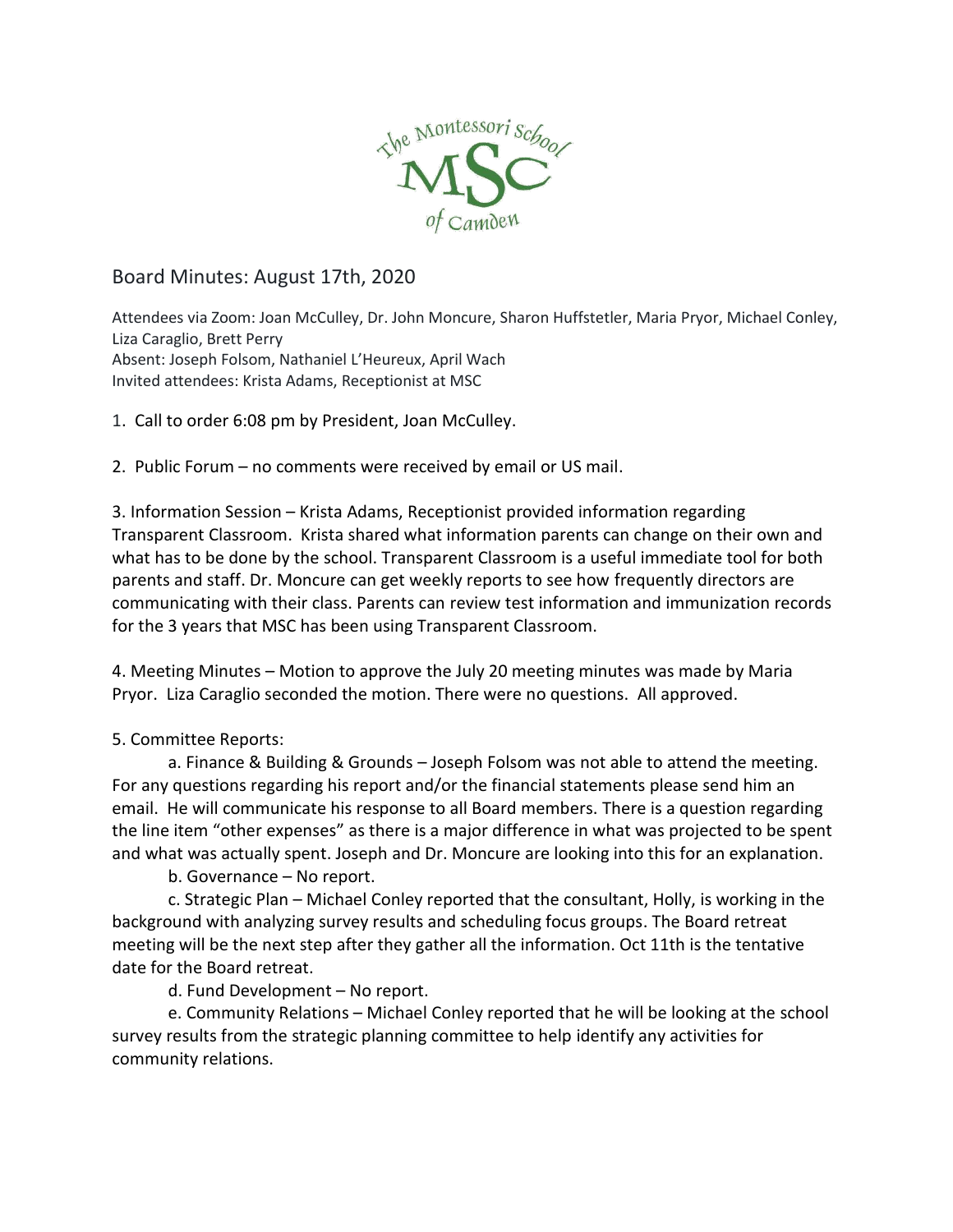The Montessori School

MSC

of Camden

# Board Minutes: August 17th, 2020

Attendees via Zoom: Joan McCulley, Dr. John Moncure, Sharon Huffstetler, Maria Pryor, Michael Conley, Liza Caraglio, Brett Perry
Absent: Joseph Folsom, Nathaniel L'Heureux, April Wach
Invited attendees: Krista Adams, Receptionist at MSC

1. Call to order 6:08 pm by President, Joan McCulley.

2. Public Forum – no comments were received by email or US mail.

3. Information Session – Krista Adams, Receptionist provided information regarding Transparent Classroom. Krista shared what information parents can change on their own and what has to be done by the school. Transparent Classroom is a useful immediate tool for both parents and staff. Dr. Moncure can get weekly reports to see how frequently directors are communicating with their class. Parents can review test information and immunization records for the 3 years that MSC has been using Transparent Classroom.

4. Meeting Minutes – Motion to approve the July 20 meeting minutes was made by Maria Pryor. Liza Caraglio seconded the motion. There were no questions. All approved.

5. Committee Reports:

 a. Finance & Building & Grounds – Joseph Folsom was not able to attend the meeting. For any questions regarding his report and/or the financial statements please send him an email. He will communicate his response to all Board members. There is a question regarding the line item "other expenses" as there is a major difference in what was projected to be spent and what was actually spent. Joseph and Dr. Moncure are looking into this for an explanation.

 b. Governance – No report.

 c. Strategic Plan – Michael Conley reported that the consultant, Holly, is working in the background with analyzing survey results and scheduling focus groups. The Board retreat meeting will be the next step after they gather all the information. Oct 11th is the tentative date for the Board retreat.

 d. Fund Development – No report.

 e. Community Relations – Michael Conley reported that he will be looking at the school survey results from the strategic planning committee to help identify any activities for community relations.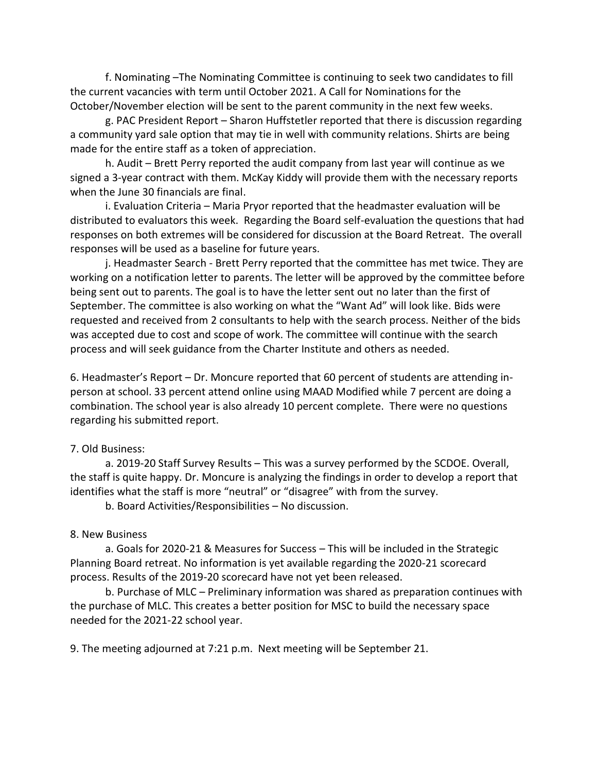f. Nominating –The Nominating Committee is continuing to seek two candidates to fill the current vacancies with term until October 2021. A Call for Nominations for the October/November election will be sent to the parent community in the next few weeks.

g. PAC President Report – Sharon Huffstetler reported that there is discussion regarding a community yard sale option that may tie in well with community relations. Shirts are being made for the entire staff as a token of appreciation.

h. Audit – Brett Perry reported the audit company from last year will continue as we signed a 3-year contract with them. McKay Kiddy will provide them with the necessary reports when the June 30 financials are final.

i. Evaluation Criteria – Maria Pryor reported that the headmaster evaluation will be distributed to evaluators this week. Regarding the Board self-evaluation the questions that had responses on both extremes will be considered for discussion at the Board Retreat. The overall responses will be used as a baseline for future years.

j. Headmaster Search - Brett Perry reported that the committee has met twice. They are working on a notification letter to parents. The letter will be approved by the committee before being sent out to parents. The goal is to have the letter sent out no later than the first of September. The committee is also working on what the "Want Ad" will look like. Bids were requested and received from 2 consultants to help with the search process. Neither of the bids was accepted due to cost and scope of work. The committee will continue with the search process and will seek guidance from the Charter Institute and others as needed.

6. Headmaster's Report – Dr. Moncure reported that 60 percent of students are attending in-person at school. 33 percent attend online using MAAD Modified while 7 percent are doing a combination. The school year is also already 10 percent complete. There were no questions regarding his submitted report.

7. Old Business:

a. 2019-20 Staff Survey Results – This was a survey performed by the SCDOE. Overall, the staff is quite happy. Dr. Moncure is analyzing the findings in order to develop a report that identifies what the staff is more "neutral" or "disagree" with from the survey.

b. Board Activities/Responsibilities – No discussion.

8. New Business

a. Goals for 2020-21 & Measures for Success – This will be included in the Strategic Planning Board retreat. No information is yet available regarding the 2020-21 scorecard process. Results of the 2019-20 scorecard have not yet been released.

b. Purchase of MLC – Preliminary information was shared as preparation continues with the purchase of MLC. This creates a better position for MSC to build the necessary space needed for the 2021-22 school year.

9. The meeting adjourned at 7:21 p.m. Next meeting will be September 21.